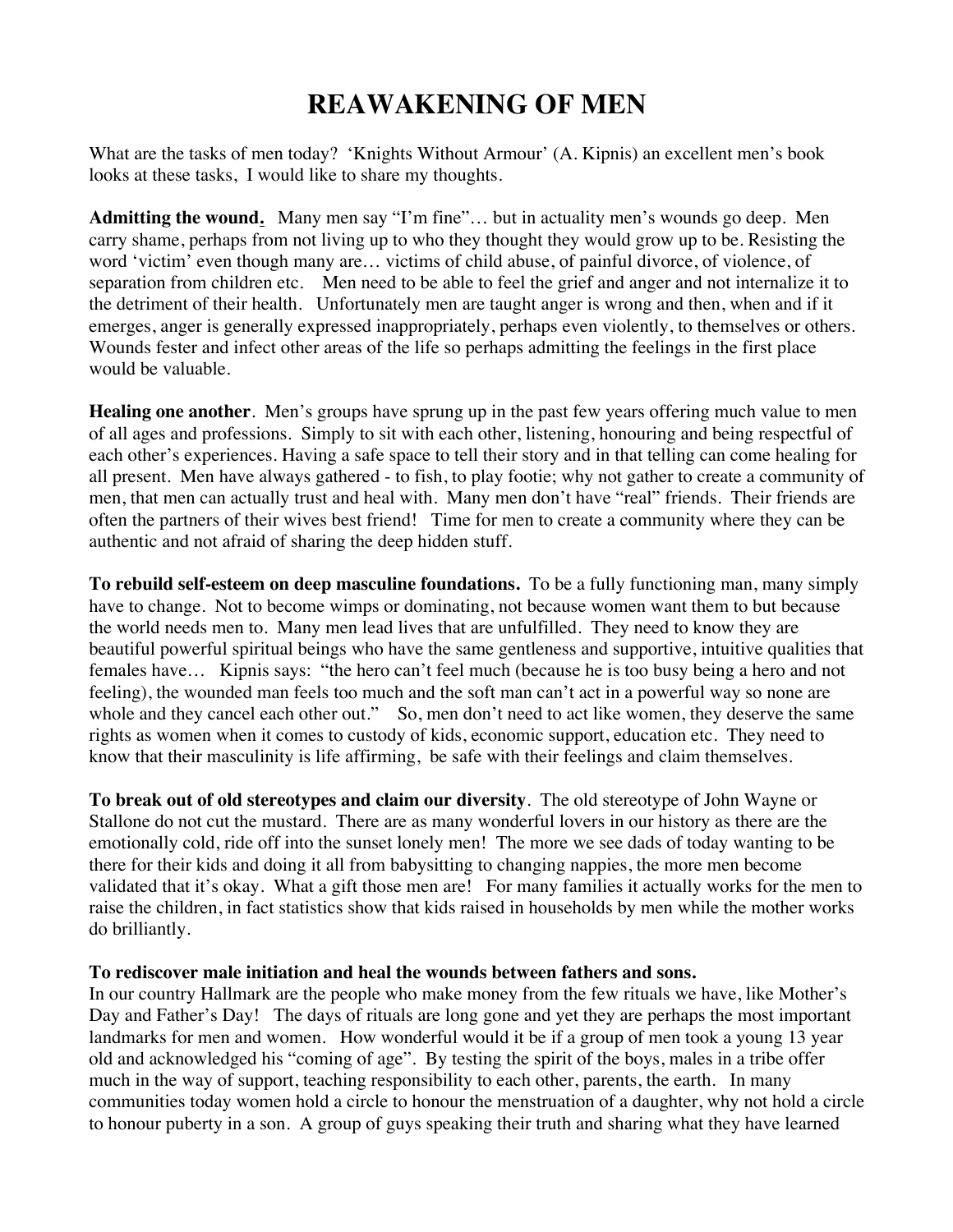# REAWAKENING OF MEN

What are the tasks of men today? 'Knights Without Armour' (A. Kipnis) an excellent men's book looks at these tasks, I would like to share my thoughts.

**Admitting the wound.** Many men say "I'm fine"… but in actuality men's wounds go deep. Men carry shame, perhaps from not living up to who they thought they would grow up to be. Resisting the word 'victim' even though many are… victims of child abuse, of painful divorce, of violence, of separation from children etc. Men need to be able to feel the grief and anger and not internalize it to the detriment of their health. Unfortunately men are taught anger is wrong and then, when and if it emerges, anger is generally expressed inappropriately, perhaps even violently, to themselves or others. Wounds fester and infect other areas of the life so perhaps admitting the feelings in the first place would be valuable.

**Healing one another**. Men's groups have sprung up in the past few years offering much value to men of all ages and professions. Simply to sit with each other, listening, honouring and being respectful of each other's experiences. Having a safe space to tell their story and in that telling can come healing for all present. Men have always gathered - to fish, to play footie; why not gather to create a community of men, that men can actually trust and heal with. Many men don't have "real" friends. Their friends are often the partners of their wives best friend! Time for men to create a community where they can be authentic and not afraid of sharing the deep hidden stuff.

**To rebuild self-esteem on deep masculine foundations.** To be a fully functioning man, many simply have to change. Not to become wimps or dominating, not because women want them to but because the world needs men to. Many men lead lives that are unfulfilled. They need to know they are beautiful powerful spiritual beings who have the same gentleness and supportive, intuitive qualities that females have… Kipnis says: "the hero can't feel much (because he is too busy being a hero and not feeling), the wounded man feels too much and the soft man can't act in a powerful way so none are whole and they cancel each other out." So, men don't need to act like women, they deserve the same rights as women when it comes to custody of kids, economic support, education etc. They need to know that their masculinity is life affirming, be safe with their feelings and claim themselves.

**To break out of old stereotypes and claim our diversity**. The old stereotype of John Wayne or Stallone do not cut the mustard. There are as many wonderful lovers in our history as there are the emotionally cold, ride off into the sunset lonely men! The more we see dads of today wanting to be there for their kids and doing it all from babysitting to changing nappies, the more men become validated that it's okay. What a gift those men are! For many families it actually works for the men to raise the children, in fact statistics show that kids raised in households by men while the mother works do brilliantly.

**To rediscover male initiation and heal the wounds between fathers and sons.**

In our country Hallmark are the people who make money from the few rituals we have, like Mother's Day and Father's Day! The days of rituals are long gone and yet they are perhaps the most important landmarks for men and women. How wonderful would it be if a group of men took a young 13 year old and acknowledged his "coming of age". By testing the spirit of the boys, males in a tribe offer much in the way of support, teaching responsibility to each other, parents, the earth. In many communities today women hold a circle to honour the menstruation of a daughter, why not hold a circle to honour puberty in a son. A group of guys speaking their truth and sharing what they have learned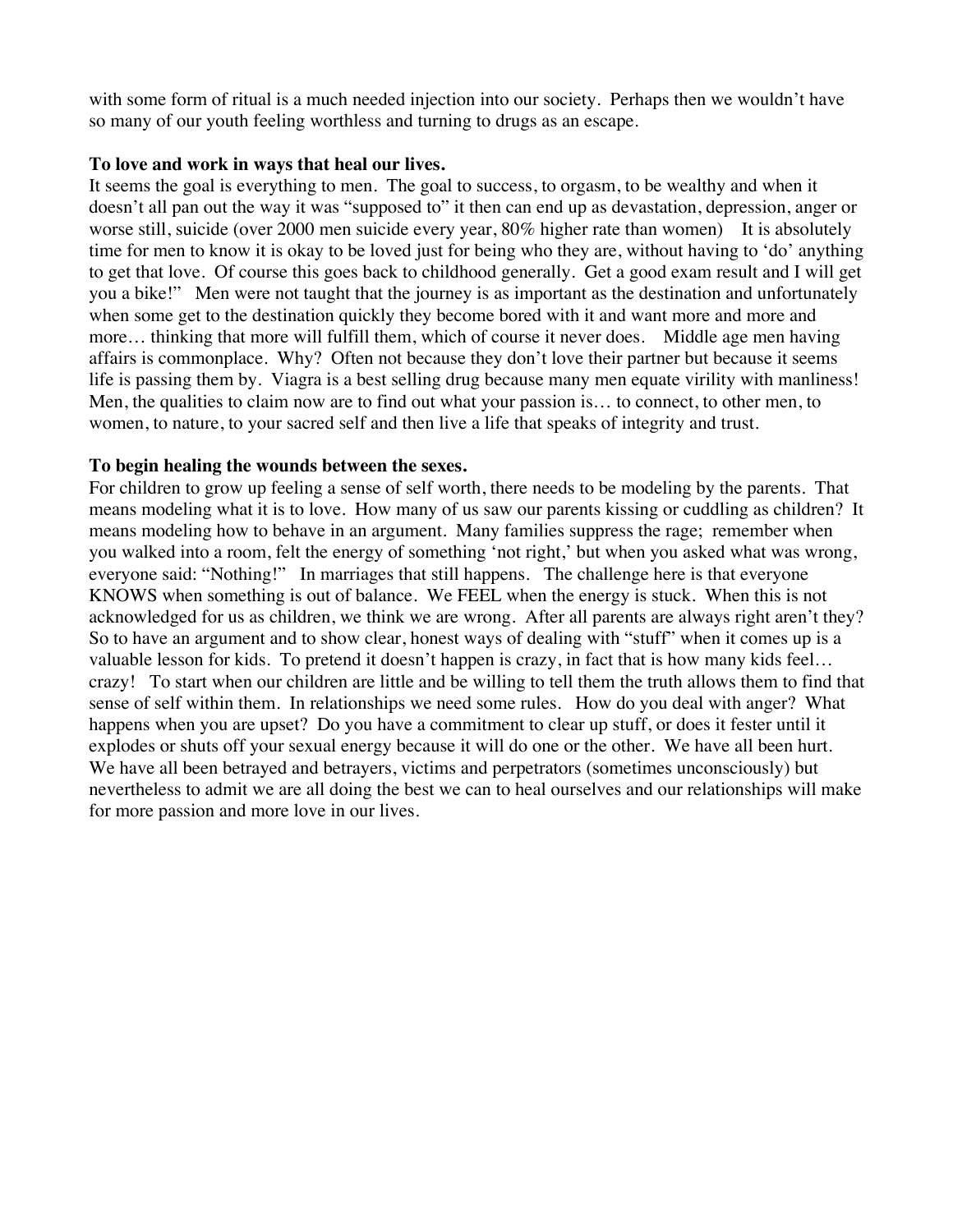with some form of ritual is a much needed injection into our society. Perhaps then we wouldn't have so many of our youth feeling worthless and turning to drugs as an escape.

**To love and work in ways that heal our lives.**

It seems the goal is everything to men. The goal to success, to orgasm, to be wealthy and when it doesn't all pan out the way it was "supposed to" it then can end up as devastation, depression, anger or worse still, suicide (over 2000 men suicide every year, 80% higher rate than women) It is absolutely time for men to know it is okay to be loved just for being who they are, without having to 'do' anything to get that love. Of course this goes back to childhood generally. Get a good exam result and I will get you a bike!" Men were not taught that the journey is as important as the destination and unfortunately when some get to the destination quickly they become bored with it and want more and more and more… thinking that more will fulfill them, which of course it never does. Middle age men having affairs is commonplace. Why? Often not because they don't love their partner but because it seems life is passing them by. Viagra is a best selling drug because many men equate virility with manliness! Men, the qualities to claim now are to find out what your passion is… to connect, to other men, to women, to nature, to your sacred self and then live a life that speaks of integrity and trust.

**To begin healing the wounds between the sexes.**

For children to grow up feeling a sense of self worth, there needs to be modeling by the parents. That means modeling what it is to love. How many of us saw our parents kissing or cuddling as children? It means modeling how to behave in an argument. Many families suppress the rage; remember when you walked into a room, felt the energy of something 'not right,' but when you asked what was wrong, everyone said: "Nothing!" In marriages that still happens. The challenge here is that everyone KNOWS when something is out of balance. We FEEL when the energy is stuck. When this is not acknowledged for us as children, we think we are wrong. After all parents are always right aren't they? So to have an argument and to show clear, honest ways of dealing with "stuff" when it comes up is a valuable lesson for kids. To pretend it doesn't happen is crazy, in fact that is how many kids feel… crazy! To start when our children are little and be willing to tell them the truth allows them to find that sense of self within them. In relationships we need some rules. How do you deal with anger? What happens when you are upset? Do you have a commitment to clear up stuff, or does it fester until it explodes or shuts off your sexual energy because it will do one or the other. We have all been hurt. We have all been betrayed and betrayers, victims and perpetrators (sometimes unconsciously) but nevertheless to admit we are all doing the best we can to heal ourselves and our relationships will make for more passion and more love in our lives.